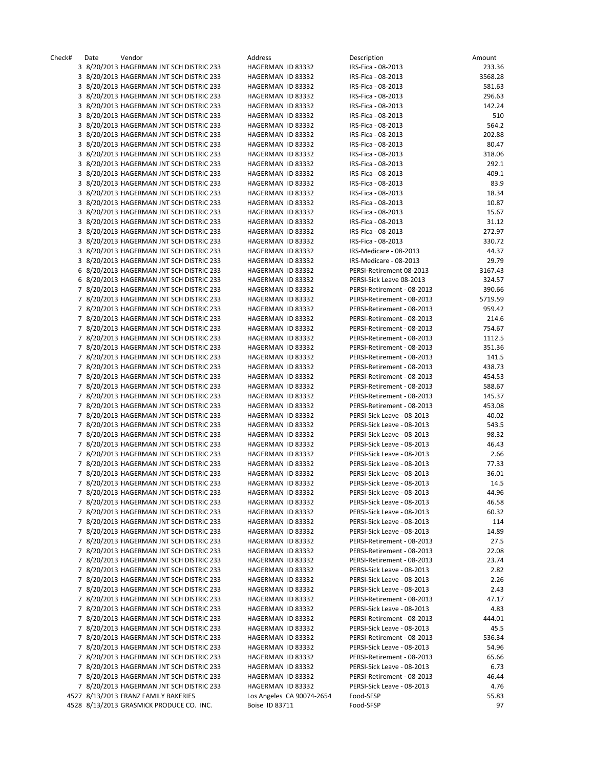| Check# | Date | Vendor | Address | Description | Amount |
|---|---|---|---|---|---|
| 3 | 8/20/2013 | HAGERMAN JNT SCH DISTRIC 233 | HAGERMAN ID 83332 | IRS-Fica - 08-2013 | 233.36 |
| 3 | 8/20/2013 | HAGERMAN JNT SCH DISTRIC 233 | HAGERMAN ID 83332 | IRS-Fica - 08-2013 | 3568.28 |
| 3 | 8/20/2013 | HAGERMAN JNT SCH DISTRIC 233 | HAGERMAN ID 83332 | IRS-Fica - 08-2013 | 581.63 |
| 3 | 8/20/2013 | HAGERMAN JNT SCH DISTRIC 233 | HAGERMAN ID 83332 | IRS-Fica - 08-2013 | 296.63 |
| 3 | 8/20/2013 | HAGERMAN JNT SCH DISTRIC 233 | HAGERMAN ID 83332 | IRS-Fica - 08-2013 | 142.24 |
| 3 | 8/20/2013 | HAGERMAN JNT SCH DISTRIC 233 | HAGERMAN ID 83332 | IRS-Fica - 08-2013 | 510 |
| 3 | 8/20/2013 | HAGERMAN JNT SCH DISTRIC 233 | HAGERMAN ID 83332 | IRS-Fica - 08-2013 | 564.2 |
| 3 | 8/20/2013 | HAGERMAN JNT SCH DISTRIC 233 | HAGERMAN ID 83332 | IRS-Fica - 08-2013 | 202.88 |
| 3 | 8/20/2013 | HAGERMAN JNT SCH DISTRIC 233 | HAGERMAN ID 83332 | IRS-Fica - 08-2013 | 80.47 |
| 3 | 8/20/2013 | HAGERMAN JNT SCH DISTRIC 233 | HAGERMAN ID 83332 | IRS-Fica - 08-2013 | 318.06 |
| 3 | 8/20/2013 | HAGERMAN JNT SCH DISTRIC 233 | HAGERMAN ID 83332 | IRS-Fica - 08-2013 | 292.1 |
| 3 | 8/20/2013 | HAGERMAN JNT SCH DISTRIC 233 | HAGERMAN ID 83332 | IRS-Fica - 08-2013 | 409.1 |
| 3 | 8/20/2013 | HAGERMAN JNT SCH DISTRIC 233 | HAGERMAN ID 83332 | IRS-Fica - 08-2013 | 83.9 |
| 3 | 8/20/2013 | HAGERMAN JNT SCH DISTRIC 233 | HAGERMAN ID 83332 | IRS-Fica - 08-2013 | 18.34 |
| 3 | 8/20/2013 | HAGERMAN JNT SCH DISTRIC 233 | HAGERMAN ID 83332 | IRS-Fica - 08-2013 | 10.87 |
| 3 | 8/20/2013 | HAGERMAN JNT SCH DISTRIC 233 | HAGERMAN ID 83332 | IRS-Fica - 08-2013 | 15.67 |
| 3 | 8/20/2013 | HAGERMAN JNT SCH DISTRIC 233 | HAGERMAN ID 83332 | IRS-Fica - 08-2013 | 31.12 |
| 3 | 8/20/2013 | HAGERMAN JNT SCH DISTRIC 233 | HAGERMAN ID 83332 | IRS-Fica - 08-2013 | 272.97 |
| 3 | 8/20/2013 | HAGERMAN JNT SCH DISTRIC 233 | HAGERMAN ID 83332 | IRS-Fica - 08-2013 | 330.72 |
| 3 | 8/20/2013 | HAGERMAN JNT SCH DISTRIC 233 | HAGERMAN ID 83332 | IRS-Medicare - 08-2013 | 44.37 |
| 3 | 8/20/2013 | HAGERMAN JNT SCH DISTRIC 233 | HAGERMAN ID 83332 | IRS-Medicare - 08-2013 | 29.79 |
| 6 | 8/20/2013 | HAGERMAN JNT SCH DISTRIC 233 | HAGERMAN ID 83332 | PERSI-Retirement 08-2013 | 3167.43 |
| 6 | 8/20/2013 | HAGERMAN JNT SCH DISTRIC 233 | HAGERMAN ID 83332 | PERSI-Sick Leave 08-2013 | 324.57 |
| 7 | 8/20/2013 | HAGERMAN JNT SCH DISTRIC 233 | HAGERMAN ID 83332 | PERSI-Retirement - 08-2013 | 390.66 |
| 7 | 8/20/2013 | HAGERMAN JNT SCH DISTRIC 233 | HAGERMAN ID 83332 | PERSI-Retirement - 08-2013 | 5719.59 |
| 7 | 8/20/2013 | HAGERMAN JNT SCH DISTRIC 233 | HAGERMAN ID 83332 | PERSI-Retirement - 08-2013 | 959.42 |
| 7 | 8/20/2013 | HAGERMAN JNT SCH DISTRIC 233 | HAGERMAN ID 83332 | PERSI-Retirement - 08-2013 | 214.6 |
| 7 | 8/20/2013 | HAGERMAN JNT SCH DISTRIC 233 | HAGERMAN ID 83332 | PERSI-Retirement - 08-2013 | 754.67 |
| 7 | 8/20/2013 | HAGERMAN JNT SCH DISTRIC 233 | HAGERMAN ID 83332 | PERSI-Retirement - 08-2013 | 1112.5 |
| 7 | 8/20/2013 | HAGERMAN JNT SCH DISTRIC 233 | HAGERMAN ID 83332 | PERSI-Retirement - 08-2013 | 351.36 |
| 7 | 8/20/2013 | HAGERMAN JNT SCH DISTRIC 233 | HAGERMAN ID 83332 | PERSI-Retirement - 08-2013 | 141.5 |
| 7 | 8/20/2013 | HAGERMAN JNT SCH DISTRIC 233 | HAGERMAN ID 83332 | PERSI-Retirement - 08-2013 | 438.73 |
| 7 | 8/20/2013 | HAGERMAN JNT SCH DISTRIC 233 | HAGERMAN ID 83332 | PERSI-Retirement - 08-2013 | 454.53 |
| 7 | 8/20/2013 | HAGERMAN JNT SCH DISTRIC 233 | HAGERMAN ID 83332 | PERSI-Retirement - 08-2013 | 588.67 |
| 7 | 8/20/2013 | HAGERMAN JNT SCH DISTRIC 233 | HAGERMAN ID 83332 | PERSI-Retirement - 08-2013 | 145.37 |
| 7 | 8/20/2013 | HAGERMAN JNT SCH DISTRIC 233 | HAGERMAN ID 83332 | PERSI-Retirement - 08-2013 | 453.08 |
| 7 | 8/20/2013 | HAGERMAN JNT SCH DISTRIC 233 | HAGERMAN ID 83332 | PERSI-Sick Leave - 08-2013 | 40.02 |
| 7 | 8/20/2013 | HAGERMAN JNT SCH DISTRIC 233 | HAGERMAN ID 83332 | PERSI-Sick Leave - 08-2013 | 543.5 |
| 7 | 8/20/2013 | HAGERMAN JNT SCH DISTRIC 233 | HAGERMAN ID 83332 | PERSI-Sick Leave - 08-2013 | 98.32 |
| 7 | 8/20/2013 | HAGERMAN JNT SCH DISTRIC 233 | HAGERMAN ID 83332 | PERSI-Sick Leave - 08-2013 | 46.43 |
| 7 | 8/20/2013 | HAGERMAN JNT SCH DISTRIC 233 | HAGERMAN ID 83332 | PERSI-Sick Leave - 08-2013 | 2.66 |
| 7 | 8/20/2013 | HAGERMAN JNT SCH DISTRIC 233 | HAGERMAN ID 83332 | PERSI-Sick Leave - 08-2013 | 77.33 |
| 7 | 8/20/2013 | HAGERMAN JNT SCH DISTRIC 233 | HAGERMAN ID 83332 | PERSI-Sick Leave - 08-2013 | 36.01 |
| 7 | 8/20/2013 | HAGERMAN JNT SCH DISTRIC 233 | HAGERMAN ID 83332 | PERSI-Sick Leave - 08-2013 | 14.5 |
| 7 | 8/20/2013 | HAGERMAN JNT SCH DISTRIC 233 | HAGERMAN ID 83332 | PERSI-Sick Leave - 08-2013 | 44.96 |
| 7 | 8/20/2013 | HAGERMAN JNT SCH DISTRIC 233 | HAGERMAN ID 83332 | PERSI-Sick Leave - 08-2013 | 46.58 |
| 7 | 8/20/2013 | HAGERMAN JNT SCH DISTRIC 233 | HAGERMAN ID 83332 | PERSI-Sick Leave - 08-2013 | 60.32 |
| 7 | 8/20/2013 | HAGERMAN JNT SCH DISTRIC 233 | HAGERMAN ID 83332 | PERSI-Sick Leave - 08-2013 | 114 |
| 7 | 8/20/2013 | HAGERMAN JNT SCH DISTRIC 233 | HAGERMAN ID 83332 | PERSI-Sick Leave - 08-2013 | 14.89 |
| 7 | 8/20/2013 | HAGERMAN JNT SCH DISTRIC 233 | HAGERMAN ID 83332 | PERSI-Retirement - 08-2013 | 27.5 |
| 7 | 8/20/2013 | HAGERMAN JNT SCH DISTRIC 233 | HAGERMAN ID 83332 | PERSI-Retirement - 08-2013 | 22.08 |
| 7 | 8/20/2013 | HAGERMAN JNT SCH DISTRIC 233 | HAGERMAN ID 83332 | PERSI-Retirement - 08-2013 | 23.74 |
| 7 | 8/20/2013 | HAGERMAN JNT SCH DISTRIC 233 | HAGERMAN ID 83332 | PERSI-Sick Leave - 08-2013 | 2.82 |
| 7 | 8/20/2013 | HAGERMAN JNT SCH DISTRIC 233 | HAGERMAN ID 83332 | PERSI-Sick Leave - 08-2013 | 2.26 |
| 7 | 8/20/2013 | HAGERMAN JNT SCH DISTRIC 233 | HAGERMAN ID 83332 | PERSI-Sick Leave - 08-2013 | 2.43 |
| 7 | 8/20/2013 | HAGERMAN JNT SCH DISTRIC 233 | HAGERMAN ID 83332 | PERSI-Retirement - 08-2013 | 47.17 |
| 7 | 8/20/2013 | HAGERMAN JNT SCH DISTRIC 233 | HAGERMAN ID 83332 | PERSI-Sick Leave - 08-2013 | 4.83 |
| 7 | 8/20/2013 | HAGERMAN JNT SCH DISTRIC 233 | HAGERMAN ID 83332 | PERSI-Retirement - 08-2013 | 444.01 |
| 7 | 8/20/2013 | HAGERMAN JNT SCH DISTRIC 233 | HAGERMAN ID 83332 | PERSI-Sick Leave - 08-2013 | 45.5 |
| 7 | 8/20/2013 | HAGERMAN JNT SCH DISTRIC 233 | HAGERMAN ID 83332 | PERSI-Retirement - 08-2013 | 536.34 |
| 7 | 8/20/2013 | HAGERMAN JNT SCH DISTRIC 233 | HAGERMAN ID 83332 | PERSI-Sick Leave - 08-2013 | 54.96 |
| 7 | 8/20/2013 | HAGERMAN JNT SCH DISTRIC 233 | HAGERMAN ID 83332 | PERSI-Retirement - 08-2013 | 65.66 |
| 7 | 8/20/2013 | HAGERMAN JNT SCH DISTRIC 233 | HAGERMAN ID 83332 | PERSI-Sick Leave - 08-2013 | 6.73 |
| 7 | 8/20/2013 | HAGERMAN JNT SCH DISTRIC 233 | HAGERMAN ID 83332 | PERSI-Retirement - 08-2013 | 46.44 |
| 7 | 8/20/2013 | HAGERMAN JNT SCH DISTRIC 233 | HAGERMAN ID 83332 | PERSI-Sick Leave - 08-2013 | 4.76 |
| 4527 | 8/13/2013 | FRANZ FAMILY BAKERIES | Los Angeles CA 90074-2654 | Food-SFSP | 55.83 |
| 4528 | 8/13/2013 | GRASMICK PRODUCE CO. INC. | Boise ID 83711 | Food-SFSP | 97 |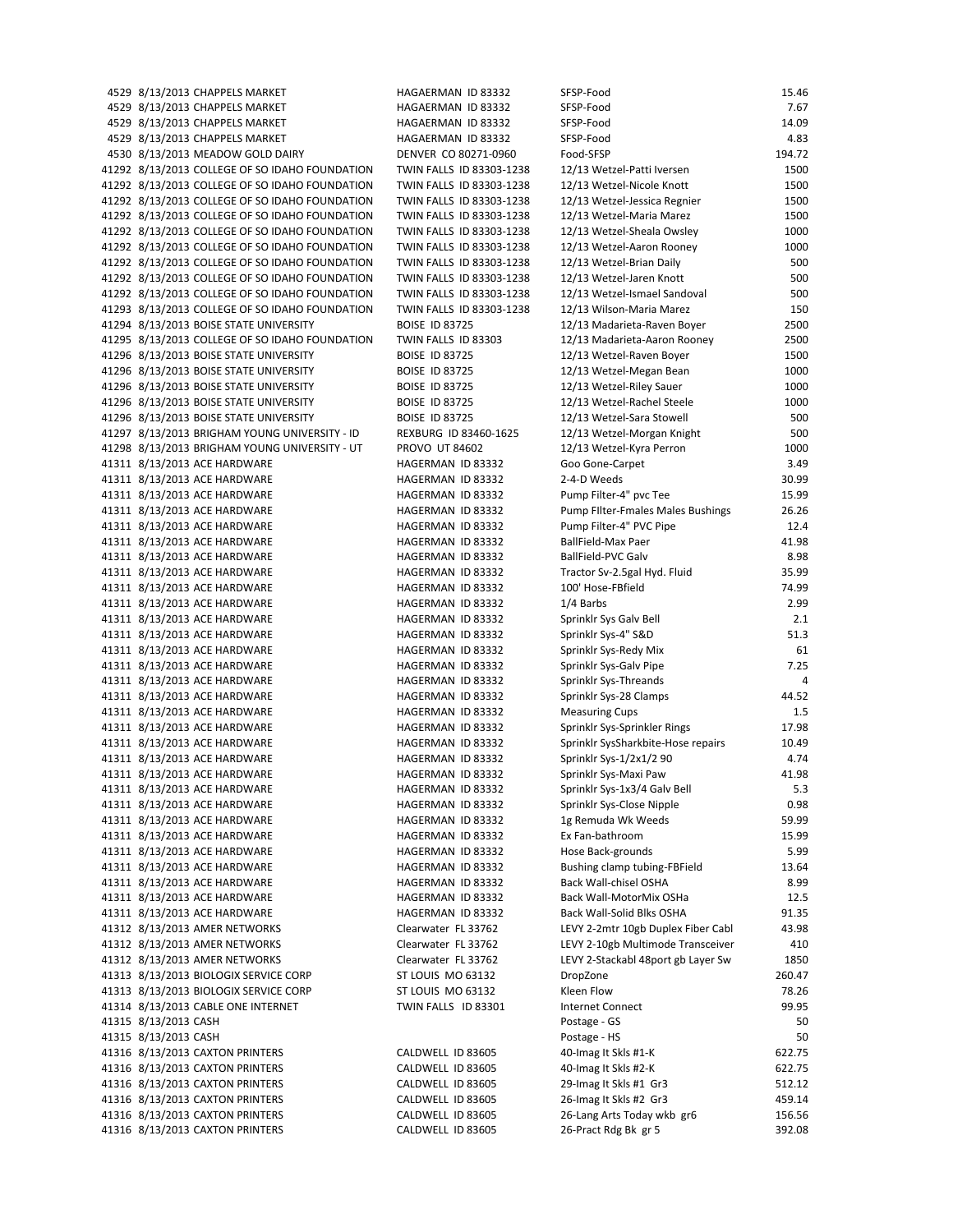| | | | | | |
|---|---|---|---|---|---|
| 4529 | 8/13/2013 | CHAPPELS MARKET | HAGAERMAN ID 83332 | SFSP-Food | 15.46 |
| 4529 | 8/13/2013 | CHAPPELS MARKET | HAGAERMAN ID 83332 | SFSP-Food | 7.67 |
| 4529 | 8/13/2013 | CHAPPELS MARKET | HAGAERMAN ID 83332 | SFSP-Food | 14.09 |
| 4529 | 8/13/2013 | CHAPPELS MARKET | HAGAERMAN ID 83332 | SFSP-Food | 4.83 |
| 4530 | 8/13/2013 | MEADOW GOLD DAIRY | DENVER CO 80271-0960 | Food-SFSP | 194.72 |
| 41292 | 8/13/2013 | COLLEGE OF SO IDAHO FOUNDATION | TWIN FALLS ID 83303-1238 | 12/13 Wetzel-Patti Iversen | 1500 |
| 41292 | 8/13/2013 | COLLEGE OF SO IDAHO FOUNDATION | TWIN FALLS ID 83303-1238 | 12/13 Wetzel-Nicole Knott | 1500 |
| 41292 | 8/13/2013 | COLLEGE OF SO IDAHO FOUNDATION | TWIN FALLS ID 83303-1238 | 12/13 Wetzel-Jessica Regnier | 1500 |
| 41292 | 8/13/2013 | COLLEGE OF SO IDAHO FOUNDATION | TWIN FALLS ID 83303-1238 | 12/13 Wetzel-Maria Marez | 1500 |
| 41292 | 8/13/2013 | COLLEGE OF SO IDAHO FOUNDATION | TWIN FALLS ID 83303-1238 | 12/13 Wetzel-Sheala Owsley | 1000 |
| 41292 | 8/13/2013 | COLLEGE OF SO IDAHO FOUNDATION | TWIN FALLS ID 83303-1238 | 12/13 Wetzel-Aaron Rooney | 1000 |
| 41292 | 8/13/2013 | COLLEGE OF SO IDAHO FOUNDATION | TWIN FALLS ID 83303-1238 | 12/13 Wetzel-Brian Daily | 500 |
| 41292 | 8/13/2013 | COLLEGE OF SO IDAHO FOUNDATION | TWIN FALLS ID 83303-1238 | 12/13 Wetzel-Jaren Knott | 500 |
| 41292 | 8/13/2013 | COLLEGE OF SO IDAHO FOUNDATION | TWIN FALLS ID 83303-1238 | 12/13 Wetzel-Ismael Sandoval | 500 |
| 41293 | 8/13/2013 | COLLEGE OF SO IDAHO FOUNDATION | TWIN FALLS ID 83303-1238 | 12/13 Wilson-Maria Marez | 150 |
| 41294 | 8/13/2013 | BOISE STATE UNIVERSITY | BOISE ID 83725 | 12/13 Madarieta-Raven Boyer | 2500 |
| 41295 | 8/13/2013 | COLLEGE OF SO IDAHO FOUNDATION | TWIN FALLS ID 83303 | 12/13 Madarieta-Aaron Rooney | 2500 |
| 41296 | 8/13/2013 | BOISE STATE UNIVERSITY | BOISE ID 83725 | 12/13 Wetzel-Raven Boyer | 1500 |
| 41296 | 8/13/2013 | BOISE STATE UNIVERSITY | BOISE ID 83725 | 12/13 Wetzel-Megan Bean | 1000 |
| 41296 | 8/13/2013 | BOISE STATE UNIVERSITY | BOISE ID 83725 | 12/13 Wetzel-Riley Sauer | 1000 |
| 41296 | 8/13/2013 | BOISE STATE UNIVERSITY | BOISE ID 83725 | 12/13 Wetzel-Rachel Steele | 1000 |
| 41296 | 8/13/2013 | BOISE STATE UNIVERSITY | BOISE ID 83725 | 12/13 Wetzel-Sara Stowell | 500 |
| 41297 | 8/13/2013 | BRIGHAM YOUNG UNIVERSITY - ID | REXBURG ID 83460-1625 | 12/13 Wetzel-Morgan Knight | 500 |
| 41298 | 8/13/2013 | BRIGHAM YOUNG UNIVERSITY - UT | PROVO UT 84602 | 12/13 Wetzel-Kyra Perron | 1000 |
| 41311 | 8/13/2013 | ACE HARDWARE | HAGERMAN ID 83332 | Goo Gone-Carpet | 3.49 |
| 41311 | 8/13/2013 | ACE HARDWARE | HAGERMAN ID 83332 | 2-4-D Weeds | 30.99 |
| 41311 | 8/13/2013 | ACE HARDWARE | HAGERMAN ID 83332 | Pump Filter-4" pvc Tee | 15.99 |
| 41311 | 8/13/2013 | ACE HARDWARE | HAGERMAN ID 83332 | Pump FIlter-Fmales Males Bushings | 26.26 |
| 41311 | 8/13/2013 | ACE HARDWARE | HAGERMAN ID 83332 | Pump Filter-4" PVC Pipe | 12.4 |
| 41311 | 8/13/2013 | ACE HARDWARE | HAGERMAN ID 83332 | BallField-Max Paer | 41.98 |
| 41311 | 8/13/2013 | ACE HARDWARE | HAGERMAN ID 83332 | BallField-PVC Galv | 8.98 |
| 41311 | 8/13/2013 | ACE HARDWARE | HAGERMAN ID 83332 | Tractor Sv-2.5gal Hyd. Fluid | 35.99 |
| 41311 | 8/13/2013 | ACE HARDWARE | HAGERMAN ID 83332 | 100' Hose-FBfield | 74.99 |
| 41311 | 8/13/2013 | ACE HARDWARE | HAGERMAN ID 83332 | 1/4 Barbs | 2.99 |
| 41311 | 8/13/2013 | ACE HARDWARE | HAGERMAN ID 83332 | Sprinklr Sys Galv Bell | 2.1 |
| 41311 | 8/13/2013 | ACE HARDWARE | HAGERMAN ID 83332 | Sprinklr Sys-4" S&D | 51.3 |
| 41311 | 8/13/2013 | ACE HARDWARE | HAGERMAN ID 83332 | Sprinklr Sys-Redy Mix | 61 |
| 41311 | 8/13/2013 | ACE HARDWARE | HAGERMAN ID 83332 | Sprinklr Sys-Galv Pipe | 7.25 |
| 41311 | 8/13/2013 | ACE HARDWARE | HAGERMAN ID 83332 | Sprinklr Sys-Threands | 4 |
| 41311 | 8/13/2013 | ACE HARDWARE | HAGERMAN ID 83332 | Sprinklr Sys-28 Clamps | 44.52 |
| 41311 | 8/13/2013 | ACE HARDWARE | HAGERMAN ID 83332 | Measuring Cups | 1.5 |
| 41311 | 8/13/2013 | ACE HARDWARE | HAGERMAN ID 83332 | Sprinklr Sys-Sprinkler Rings | 17.98 |
| 41311 | 8/13/2013 | ACE HARDWARE | HAGERMAN ID 83332 | Sprinklr SysSharkbite-Hose repairs | 10.49 |
| 41311 | 8/13/2013 | ACE HARDWARE | HAGERMAN ID 83332 | Sprinklr Sys-1/2x1/2 90 | 4.74 |
| 41311 | 8/13/2013 | ACE HARDWARE | HAGERMAN ID 83332 | Sprinklr Sys-Maxi Paw | 41.98 |
| 41311 | 8/13/2013 | ACE HARDWARE | HAGERMAN ID 83332 | Sprinklr Sys-1x3/4 Galv Bell | 5.3 |
| 41311 | 8/13/2013 | ACE HARDWARE | HAGERMAN ID 83332 | Sprinklr Sys-Close Nipple | 0.98 |
| 41311 | 8/13/2013 | ACE HARDWARE | HAGERMAN ID 83332 | 1g Remuda Wk Weeds | 59.99 |
| 41311 | 8/13/2013 | ACE HARDWARE | HAGERMAN ID 83332 | Ex Fan-bathroom | 15.99 |
| 41311 | 8/13/2013 | ACE HARDWARE | HAGERMAN ID 83332 | Hose Back-grounds | 5.99 |
| 41311 | 8/13/2013 | ACE HARDWARE | HAGERMAN ID 83332 | Bushing clamp tubing-FBField | 13.64 |
| 41311 | 8/13/2013 | ACE HARDWARE | HAGERMAN ID 83332 | Back Wall-chisel OSHA | 8.99 |
| 41311 | 8/13/2013 | ACE HARDWARE | HAGERMAN ID 83332 | Back Wall-MotorMix OSHa | 12.5 |
| 41311 | 8/13/2013 | ACE HARDWARE | HAGERMAN ID 83332 | Back Wall-Solid Blks OSHA | 91.35 |
| 41312 | 8/13/2013 | AMER NETWORKS | Clearwater FL 33762 | LEVY 2-2mtr 10gb Duplex Fiber Cabl | 43.98 |
| 41312 | 8/13/2013 | AMER NETWORKS | Clearwater FL 33762 | LEVY 2-10gb Multimode Transceiver | 410 |
| 41312 | 8/13/2013 | AMER NETWORKS | Clearwater FL 33762 | LEVY 2-Stackabl 48port gb Layer Sw | 1850 |
| 41313 | 8/13/2013 | BIOLOGIX SERVICE CORP | ST LOUIS MO 63132 | DropZone | 260.47 |
| 41313 | 8/13/2013 | BIOLOGIX SERVICE CORP | ST LOUIS MO 63132 | Kleen Flow | 78.26 |
| 41314 | 8/13/2013 | CABLE ONE INTERNET | TWIN FALLS ID 83301 | Internet Connect | 99.95 |
| 41315 | 8/13/2013 | CASH | | Postage - GS | 50 |
| 41315 | 8/13/2013 | CASH | | Postage - HS | 50 |
| 41316 | 8/13/2013 | CAXTON PRINTERS | CALDWELL ID 83605 | 40-Imag It Skls #1-K | 622.75 |
| 41316 | 8/13/2013 | CAXTON PRINTERS | CALDWELL ID 83605 | 40-Imag It Skls #2-K | 622.75 |
| 41316 | 8/13/2013 | CAXTON PRINTERS | CALDWELL ID 83605 | 29-Imag It Skls #1 Gr3 | 512.12 |
| 41316 | 8/13/2013 | CAXTON PRINTERS | CALDWELL ID 83605 | 26-Imag It Skls #2 Gr3 | 459.14 |
| 41316 | 8/13/2013 | CAXTON PRINTERS | CALDWELL ID 83605 | 26-Lang Arts Today wkb gr6 | 156.56 |
| 41316 | 8/13/2013 | CAXTON PRINTERS | CALDWELL ID 83605 | 26-Pract Rdg Bk gr 5 | 392.08 |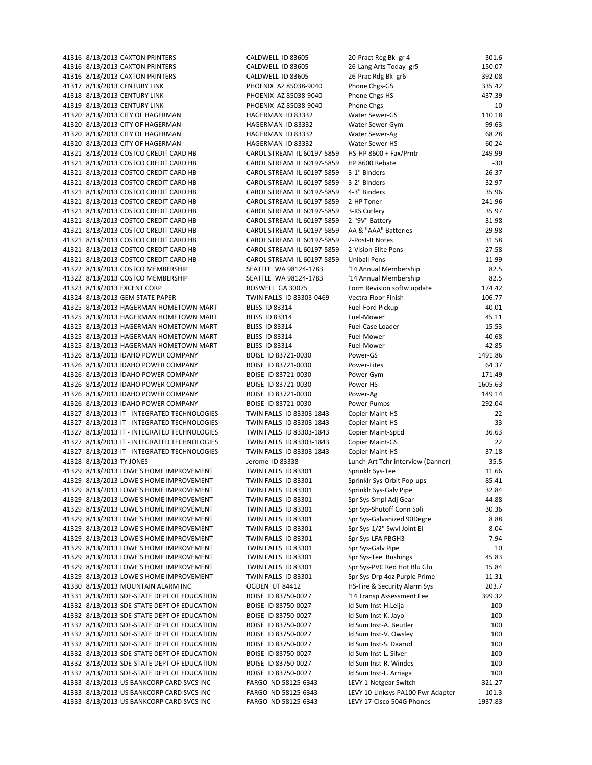| | | | | | |
|---|---|---|---|---|---|
| 41316 | 8/13/2013 | CAXTON PRINTERS | CALDWELL ID 83605 | 20-Pract Reg Bk gr 4 | 301.6 |
| 41316 | 8/13/2013 | CAXTON PRINTERS | CALDWELL ID 83605 | 26-Lang Arts Today gr5 | 150.07 |
| 41316 | 8/13/2013 | CAXTON PRINTERS | CALDWELL ID 83605 | 26-Prac Rdg Bk gr6 | 392.08 |
| 41317 | 8/13/2013 | CENTURY LINK | PHOENIX AZ 85038-9040 | Phone Chgs-GS | 335.42 |
| 41318 | 8/13/2013 | CENTURY LINK | PHOENIX AZ 85038-9040 | Phone Chgs-HS | 437.39 |
| 41319 | 8/13/2013 | CENTURY LINK | PHOENIX AZ 85038-9040 | Phone Chgs | 10 |
| 41320 | 8/13/2013 | CITY OF HAGERMAN | HAGERMAN ID 83332 | Water Sewer-GS | 110.18 |
| 41320 | 8/13/2013 | CITY OF HAGERMAN | HAGERMAN ID 83332 | Water Sewer-Gym | 99.63 |
| 41320 | 8/13/2013 | CITY OF HAGERMAN | HAGERMAN ID 83332 | Water Sewer-Ag | 68.28 |
| 41320 | 8/13/2013 | CITY OF HAGERMAN | HAGERMAN ID 83332 | Water Sewer-HS | 60.24 |
| 41321 | 8/13/2013 | COSTCO CREDIT CARD HB | CAROL STREAM IL 60197-5859 | HS-HP 8600 + Fax/Prntr | 249.99 |
| 41321 | 8/13/2013 | COSTCO CREDIT CARD HB | CAROL STREAM IL 60197-5859 | HP 8600 Rebate | -30 |
| 41321 | 8/13/2013 | COSTCO CREDIT CARD HB | CAROL STREAM IL 60197-5859 | 3-1" Binders | 26.37 |
| 41321 | 8/13/2013 | COSTCO CREDIT CARD HB | CAROL STREAM IL 60197-5859 | 3-2" Binders | 32.97 |
| 41321 | 8/13/2013 | COSTCO CREDIT CARD HB | CAROL STREAM IL 60197-5859 | 4-3" Binders | 35.96 |
| 41321 | 8/13/2013 | COSTCO CREDIT CARD HB | CAROL STREAM IL 60197-5859 | 2-HP Toner | 241.96 |
| 41321 | 8/13/2013 | COSTCO CREDIT CARD HB | CAROL STREAM IL 60197-5859 | 3-KS Cutlery | 35.97 |
| 41321 | 8/13/2013 | COSTCO CREDIT CARD HB | CAROL STREAM IL 60197-5859 | 2-"9V" Battery | 31.98 |
| 41321 | 8/13/2013 | COSTCO CREDIT CARD HB | CAROL STREAM IL 60197-5859 | AA & "AAA" Batteries | 29.98 |
| 41321 | 8/13/2013 | COSTCO CREDIT CARD HB | CAROL STREAM IL 60197-5859 | 2-Post-It Notes | 31.58 |
| 41321 | 8/13/2013 | COSTCO CREDIT CARD HB | CAROL STREAM IL 60197-5859 | 2-Vision Elite Pens | 27.58 |
| 41321 | 8/13/2013 | COSTCO CREDIT CARD HB | CAROL STREAM IL 60197-5859 | Uniball Pens | 11.99 |
| 41322 | 8/13/2013 | COSTCO MEMBERSHIP | SEATTLE WA 98124-1783 | '14 Annual Membership | 82.5 |
| 41322 | 8/13/2013 | COSTCO MEMBERSHIP | SEATTLE WA 98124-1783 | '14 Annual Membership | 82.5 |
| 41323 | 8/13/2013 | EXCENT CORP | ROSWELL GA 30075 | Form Revision softw update | 174.42 |
| 41324 | 8/13/2013 | GEM STATE PAPER | TWIN FALLS ID 83303-0469 | Vectra Floor Finish | 106.77 |
| 41325 | 8/13/2013 | HAGERMAN HOMETOWN MART | BLISS ID 83314 | Fuel-Ford Pickup | 40.01 |
| 41325 | 8/13/2013 | HAGERMAN HOMETOWN MART | BLISS ID 83314 | Fuel-Mower | 45.11 |
| 41325 | 8/13/2013 | HAGERMAN HOMETOWN MART | BLISS ID 83314 | Fuel-Case Loader | 15.53 |
| 41325 | 8/13/2013 | HAGERMAN HOMETOWN MART | BLISS ID 83314 | Fuel-Mower | 40.68 |
| 41325 | 8/13/2013 | HAGERMAN HOMETOWN MART | BLISS ID 83314 | Fuel-Mower | 42.85 |
| 41326 | 8/13/2013 | IDAHO POWER COMPANY | BOISE ID 83721-0030 | Power-GS | 1491.86 |
| 41326 | 8/13/2013 | IDAHO POWER COMPANY | BOISE ID 83721-0030 | Power-Lites | 64.37 |
| 41326 | 8/13/2013 | IDAHO POWER COMPANY | BOISE ID 83721-0030 | Power-Gym | 171.49 |
| 41326 | 8/13/2013 | IDAHO POWER COMPANY | BOISE ID 83721-0030 | Power-HS | 1605.63 |
| 41326 | 8/13/2013 | IDAHO POWER COMPANY | BOISE ID 83721-0030 | Power-Ag | 149.14 |
| 41326 | 8/13/2013 | IDAHO POWER COMPANY | BOISE ID 83721-0030 | Power-Pumps | 292.04 |
| 41327 | 8/13/2013 | IT - INTEGRATED TECHNOLOGIES | TWIN FALLS ID 83303-1843 | Copier Maint-HS | 22 |
| 41327 | 8/13/2013 | IT - INTEGRATED TECHNOLOGIES | TWIN FALLS ID 83303-1843 | Copier Maint-HS | 33 |
| 41327 | 8/13/2013 | IT - INTEGRATED TECHNOLOGIES | TWIN FALLS ID 83303-1843 | Copier Maint-SpEd | 36.63 |
| 41327 | 8/13/2013 | IT - INTEGRATED TECHNOLOGIES | TWIN FALLS ID 83303-1843 | Copier Maint-GS | 22 |
| 41327 | 8/13/2013 | IT - INTEGRATED TECHNOLOGIES | TWIN FALLS ID 83303-1843 | Copier Maint-HS | 37.18 |
| 41328 | 8/13/2013 | TY JONES | Jerome ID 83338 | Lunch-Art Tchr interview (Danner) | 35.5 |
| 41329 | 8/13/2013 | LOWE'S HOME IMPROVEMENT | TWIN FALLS ID 83301 | Sprinklr Sys-Tee | 11.66 |
| 41329 | 8/13/2013 | LOWE'S HOME IMPROVEMENT | TWIN FALLS ID 83301 | Sprinklr Sys-Orbit Pop-ups | 85.41 |
| 41329 | 8/13/2013 | LOWE'S HOME IMPROVEMENT | TWIN FALLS ID 83301 | Sprinklr Sys-Galv Pipe | 32.84 |
| 41329 | 8/13/2013 | LOWE'S HOME IMPROVEMENT | TWIN FALLS ID 83301 | Spr Sys-Smpl Adj Gear | 44.88 |
| 41329 | 8/13/2013 | LOWE'S HOME IMPROVEMENT | TWIN FALLS ID 83301 | Spr Sys-Shutoff Conn Soli | 30.36 |
| 41329 | 8/13/2013 | LOWE'S HOME IMPROVEMENT | TWIN FALLS ID 83301 | Spr Sys-Galvanized 90Degre | 8.88 |
| 41329 | 8/13/2013 | LOWE'S HOME IMPROVEMENT | TWIN FALLS ID 83301 | Spr Sys-1/2" Swvl Joint El | 8.04 |
| 41329 | 8/13/2013 | LOWE'S HOME IMPROVEMENT | TWIN FALLS ID 83301 | Spr Sys-LFA PBGH3 | 7.94 |
| 41329 | 8/13/2013 | LOWE'S HOME IMPROVEMENT | TWIN FALLS ID 83301 | Spr Sys-Galv Pipe | 10 |
| 41329 | 8/13/2013 | LOWE'S HOME IMPROVEMENT | TWIN FALLS ID 83301 | Spr Sys-Tee Bushings | 45.83 |
| 41329 | 8/13/2013 | LOWE'S HOME IMPROVEMENT | TWIN FALLS ID 83301 | Spr Sys-PVC Red Hot Blu Glu | 15.84 |
| 41329 | 8/13/2013 | LOWE'S HOME IMPROVEMENT | TWIN FALLS ID 83301 | Spr Sys-Drp 4oz Purple Prime | 11.31 |
| 41330 | 8/13/2013 | MOUNTAIN ALARM INC | OGDEN UT 84412 | HS-Fire & Security Alarm Sys | 203.7 |
| 41331 | 8/13/2013 | SDE-STATE DEPT OF EDUCATION | BOISE ID 83750-0027 | '14 Transp Assessment Fee | 399.32 |
| 41332 | 8/13/2013 | SDE-STATE DEPT OF EDUCATION | BOISE ID 83750-0027 | Id Sum Inst-H.Leija | 100 |
| 41332 | 8/13/2013 | SDE-STATE DEPT OF EDUCATION | BOISE ID 83750-0027 | Id Sum Inst-K. Jayo | 100 |
| 41332 | 8/13/2013 | SDE-STATE DEPT OF EDUCATION | BOISE ID 83750-0027 | Id Sum Inst-A. Beutler | 100 |
| 41332 | 8/13/2013 | SDE-STATE DEPT OF EDUCATION | BOISE ID 83750-0027 | Id Sum Inst-V. Owsley | 100 |
| 41332 | 8/13/2013 | SDE-STATE DEPT OF EDUCATION | BOISE ID 83750-0027 | Id Sum Inst-S. Daarud | 100 |
| 41332 | 8/13/2013 | SDE-STATE DEPT OF EDUCATION | BOISE ID 83750-0027 | Id Sum Inst-L. Silver | 100 |
| 41332 | 8/13/2013 | SDE-STATE DEPT OF EDUCATION | BOISE ID 83750-0027 | Id Sum Inst-R. Windes | 100 |
| 41332 | 8/13/2013 | SDE-STATE DEPT OF EDUCATION | BOISE ID 83750-0027 | Id Sum Inst-L. Arriaga | 100 |
| 41333 | 8/13/2013 | US BANKCORP CARD SVCS INC | FARGO ND 58125-6343 | LEVY 1-Netgear Switch | 321.27 |
| 41333 | 8/13/2013 | US BANKCORP CARD SVCS INC | FARGO ND 58125-6343 | LEVY 10-Linksys PA100 Pwr Adapter | 101.3 |
| 41333 | 8/13/2013 | US BANKCORP CARD SVCS INC | FARGO ND 58125-6343 | LEVY 17-Cisco 504G Phones | 1937.83 |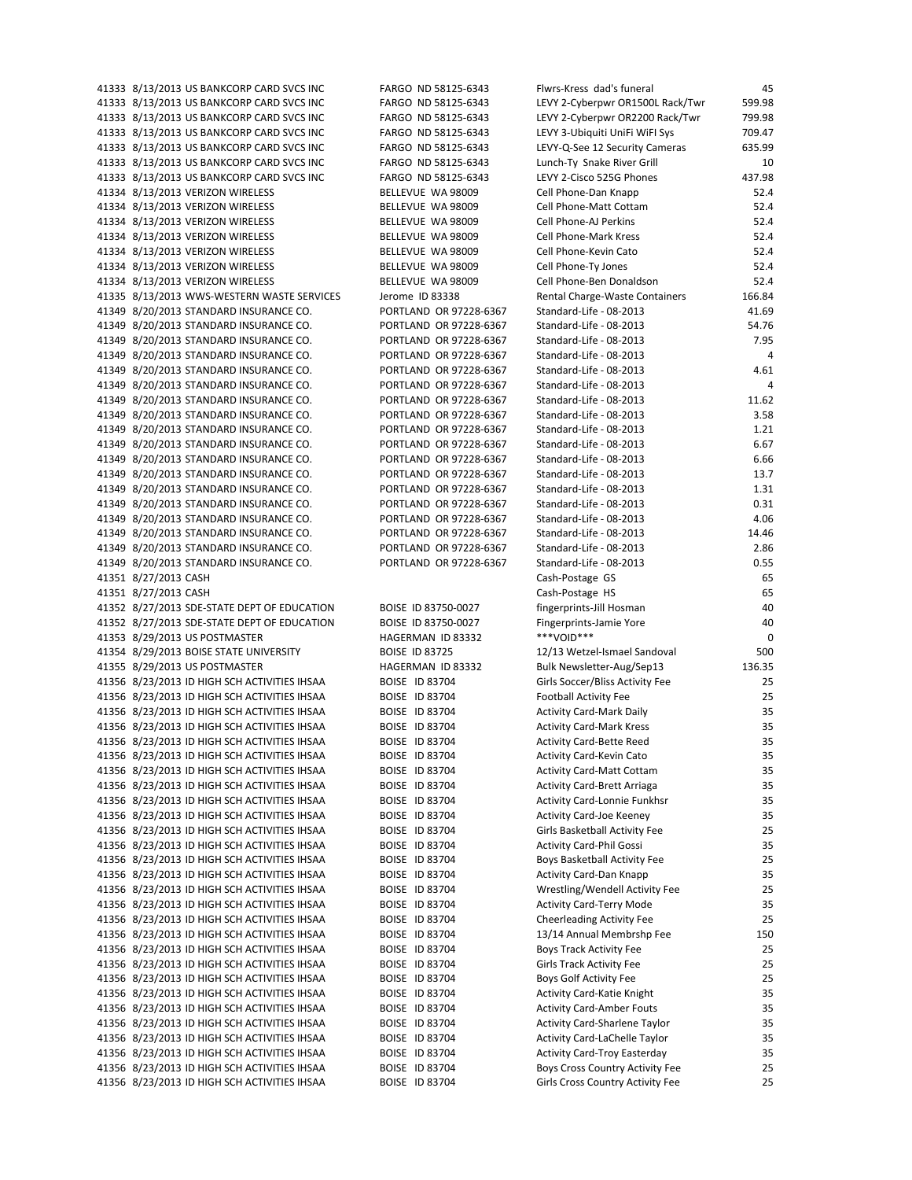| | | | | | |
|---|---|---|---|---|---|
| 41333 | 8/13/2013 | US BANKCORP CARD SVCS INC | FARGO ND 58125-6343 | Flwrs-Kress dad's funeral | 45 |
| 41333 | 8/13/2013 | US BANKCORP CARD SVCS INC | FARGO ND 58125-6343 | LEVY 2-Cyberpwr OR1500L Rack/Twr | 599.98 |
| 41333 | 8/13/2013 | US BANKCORP CARD SVCS INC | FARGO ND 58125-6343 | LEVY 2-Cyberpwr OR2200 Rack/Twr | 799.98 |
| 41333 | 8/13/2013 | US BANKCORP CARD SVCS INC | FARGO ND 58125-6343 | LEVY 3-Ubiquiti UniFi WiFI Sys | 709.47 |
| 41333 | 8/13/2013 | US BANKCORP CARD SVCS INC | FARGO ND 58125-6343 | LEVY-Q-See 12 Security Cameras | 635.99 |
| 41333 | 8/13/2013 | US BANKCORP CARD SVCS INC | FARGO ND 58125-6343 | Lunch-Ty Snake River Grill | 10 |
| 41333 | 8/13/2013 | US BANKCORP CARD SVCS INC | FARGO ND 58125-6343 | LEVY 2-Cisco 525G Phones | 437.98 |
| 41334 | 8/13/2013 | VERIZON WIRELESS | BELLEVUE WA 98009 | Cell Phone-Dan Knapp | 52.4 |
| 41334 | 8/13/2013 | VERIZON WIRELESS | BELLEVUE WA 98009 | Cell Phone-Matt Cottam | 52.4 |
| 41334 | 8/13/2013 | VERIZON WIRELESS | BELLEVUE WA 98009 | Cell Phone-AJ Perkins | 52.4 |
| 41334 | 8/13/2013 | VERIZON WIRELESS | BELLEVUE WA 98009 | Cell Phone-Mark Kress | 52.4 |
| 41334 | 8/13/2013 | VERIZON WIRELESS | BELLEVUE WA 98009 | Cell Phone-Kevin Cato | 52.4 |
| 41334 | 8/13/2013 | VERIZON WIRELESS | BELLEVUE WA 98009 | Cell Phone-Ty Jones | 52.4 |
| 41334 | 8/13/2013 | VERIZON WIRELESS | BELLEVUE WA 98009 | Cell Phone-Ben Donaldson | 52.4 |
| 41335 | 8/13/2013 | WWS-WESTERN WASTE SERVICES | Jerome ID 83338 | Rental Charge-Waste Containers | 166.84 |
| 41349 | 8/20/2013 | STANDARD INSURANCE CO. | PORTLAND OR 97228-6367 | Standard-Life - 08-2013 | 41.69 |
| 41349 | 8/20/2013 | STANDARD INSURANCE CO. | PORTLAND OR 97228-6367 | Standard-Life - 08-2013 | 54.76 |
| 41349 | 8/20/2013 | STANDARD INSURANCE CO. | PORTLAND OR 97228-6367 | Standard-Life - 08-2013 | 7.95 |
| 41349 | 8/20/2013 | STANDARD INSURANCE CO. | PORTLAND OR 97228-6367 | Standard-Life - 08-2013 | 4 |
| 41349 | 8/20/2013 | STANDARD INSURANCE CO. | PORTLAND OR 97228-6367 | Standard-Life - 08-2013 | 4.61 |
| 41349 | 8/20/2013 | STANDARD INSURANCE CO. | PORTLAND OR 97228-6367 | Standard-Life - 08-2013 | 4 |
| 41349 | 8/20/2013 | STANDARD INSURANCE CO. | PORTLAND OR 97228-6367 | Standard-Life - 08-2013 | 11.62 |
| 41349 | 8/20/2013 | STANDARD INSURANCE CO. | PORTLAND OR 97228-6367 | Standard-Life - 08-2013 | 3.58 |
| 41349 | 8/20/2013 | STANDARD INSURANCE CO. | PORTLAND OR 97228-6367 | Standard-Life - 08-2013 | 1.21 |
| 41349 | 8/20/2013 | STANDARD INSURANCE CO. | PORTLAND OR 97228-6367 | Standard-Life - 08-2013 | 6.67 |
| 41349 | 8/20/2013 | STANDARD INSURANCE CO. | PORTLAND OR 97228-6367 | Standard-Life - 08-2013 | 6.66 |
| 41349 | 8/20/2013 | STANDARD INSURANCE CO. | PORTLAND OR 97228-6367 | Standard-Life - 08-2013 | 13.7 |
| 41349 | 8/20/2013 | STANDARD INSURANCE CO. | PORTLAND OR 97228-6367 | Standard-Life - 08-2013 | 1.31 |
| 41349 | 8/20/2013 | STANDARD INSURANCE CO. | PORTLAND OR 97228-6367 | Standard-Life - 08-2013 | 0.31 |
| 41349 | 8/20/2013 | STANDARD INSURANCE CO. | PORTLAND OR 97228-6367 | Standard-Life - 08-2013 | 4.06 |
| 41349 | 8/20/2013 | STANDARD INSURANCE CO. | PORTLAND OR 97228-6367 | Standard-Life - 08-2013 | 14.46 |
| 41349 | 8/20/2013 | STANDARD INSURANCE CO. | PORTLAND OR 97228-6367 | Standard-Life - 08-2013 | 2.86 |
| 41349 | 8/20/2013 | STANDARD INSURANCE CO. | PORTLAND OR 97228-6367 | Standard-Life - 08-2013 | 0.55 |
| 41351 | 8/27/2013 | CASH | | Cash-Postage GS | 65 |
| 41351 | 8/27/2013 | CASH | | Cash-Postage HS | 65 |
| 41352 | 8/27/2013 | SDE-STATE DEPT OF EDUCATION | BOISE ID 83750-0027 | fingerprints-Jill Hosman | 40 |
| 41352 | 8/27/2013 | SDE-STATE DEPT OF EDUCATION | BOISE ID 83750-0027 | Fingerprints-Jamie Yore | 40 |
| 41353 | 8/29/2013 | US POSTMASTER | HAGERMAN ID 83332 | ***VOID*** | 0 |
| 41354 | 8/29/2013 | BOISE STATE UNIVERSITY | BOISE ID 83725 | 12/13 Wetzel-Ismael Sandoval | 500 |
| 41355 | 8/29/2013 | US POSTMASTER | HAGERMAN ID 83332 | Bulk Newsletter-Aug/Sep13 | 136.35 |
| 41356 | 8/23/2013 | ID HIGH SCH ACTIVITIES IHSAA | BOISE ID 83704 | Girls Soccer/Bliss Activity Fee | 25 |
| 41356 | 8/23/2013 | ID HIGH SCH ACTIVITIES IHSAA | BOISE ID 83704 | Football Activity Fee | 25 |
| 41356 | 8/23/2013 | ID HIGH SCH ACTIVITIES IHSAA | BOISE ID 83704 | Activity Card-Mark Daily | 35 |
| 41356 | 8/23/2013 | ID HIGH SCH ACTIVITIES IHSAA | BOISE ID 83704 | Activity Card-Mark Kress | 35 |
| 41356 | 8/23/2013 | ID HIGH SCH ACTIVITIES IHSAA | BOISE ID 83704 | Activity Card-Bette Reed | 35 |
| 41356 | 8/23/2013 | ID HIGH SCH ACTIVITIES IHSAA | BOISE ID 83704 | Activity Card-Kevin Cato | 35 |
| 41356 | 8/23/2013 | ID HIGH SCH ACTIVITIES IHSAA | BOISE ID 83704 | Activity Card-Matt Cottam | 35 |
| 41356 | 8/23/2013 | ID HIGH SCH ACTIVITIES IHSAA | BOISE ID 83704 | Activity Card-Brett Arriaga | 35 |
| 41356 | 8/23/2013 | ID HIGH SCH ACTIVITIES IHSAA | BOISE ID 83704 | Activity Card-Lonnie Funkhsr | 35 |
| 41356 | 8/23/2013 | ID HIGH SCH ACTIVITIES IHSAA | BOISE ID 83704 | Activity Card-Joe Keeney | 35 |
| 41356 | 8/23/2013 | ID HIGH SCH ACTIVITIES IHSAA | BOISE ID 83704 | Girls Basketball Activity Fee | 25 |
| 41356 | 8/23/2013 | ID HIGH SCH ACTIVITIES IHSAA | BOISE ID 83704 | Activity Card-Phil Gossi | 35 |
| 41356 | 8/23/2013 | ID HIGH SCH ACTIVITIES IHSAA | BOISE ID 83704 | Boys Basketball Activity Fee | 25 |
| 41356 | 8/23/2013 | ID HIGH SCH ACTIVITIES IHSAA | BOISE ID 83704 | Activity Card-Dan Knapp | 35 |
| 41356 | 8/23/2013 | ID HIGH SCH ACTIVITIES IHSAA | BOISE ID 83704 | Wrestling/Wendell Activity Fee | 25 |
| 41356 | 8/23/2013 | ID HIGH SCH ACTIVITIES IHSAA | BOISE ID 83704 | Activity Card-Terry Mode | 35 |
| 41356 | 8/23/2013 | ID HIGH SCH ACTIVITIES IHSAA | BOISE ID 83704 | Cheerleading Activity Fee | 25 |
| 41356 | 8/23/2013 | ID HIGH SCH ACTIVITIES IHSAA | BOISE ID 83704 | 13/14 Annual Membrshp Fee | 150 |
| 41356 | 8/23/2013 | ID HIGH SCH ACTIVITIES IHSAA | BOISE ID 83704 | Boys Track Activity Fee | 25 |
| 41356 | 8/23/2013 | ID HIGH SCH ACTIVITIES IHSAA | BOISE ID 83704 | Girls Track Activity Fee | 25 |
| 41356 | 8/23/2013 | ID HIGH SCH ACTIVITIES IHSAA | BOISE ID 83704 | Boys Golf Activity Fee | 25 |
| 41356 | 8/23/2013 | ID HIGH SCH ACTIVITIES IHSAA | BOISE ID 83704 | Activity Card-Katie Knight | 35 |
| 41356 | 8/23/2013 | ID HIGH SCH ACTIVITIES IHSAA | BOISE ID 83704 | Activity Card-Amber Fouts | 35 |
| 41356 | 8/23/2013 | ID HIGH SCH ACTIVITIES IHSAA | BOISE ID 83704 | Activity Card-Sharlene Taylor | 35 |
| 41356 | 8/23/2013 | ID HIGH SCH ACTIVITIES IHSAA | BOISE ID 83704 | Activity Card-LaChelle Taylor | 35 |
| 41356 | 8/23/2013 | ID HIGH SCH ACTIVITIES IHSAA | BOISE ID 83704 | Activity Card-Troy Easterday | 35 |
| 41356 | 8/23/2013 | ID HIGH SCH ACTIVITIES IHSAA | BOISE ID 83704 | Boys Cross Country Activity Fee | 25 |
| 41356 | 8/23/2013 | ID HIGH SCH ACTIVITIES IHSAA | BOISE ID 83704 | Girls Cross Country Activity Fee | 25 |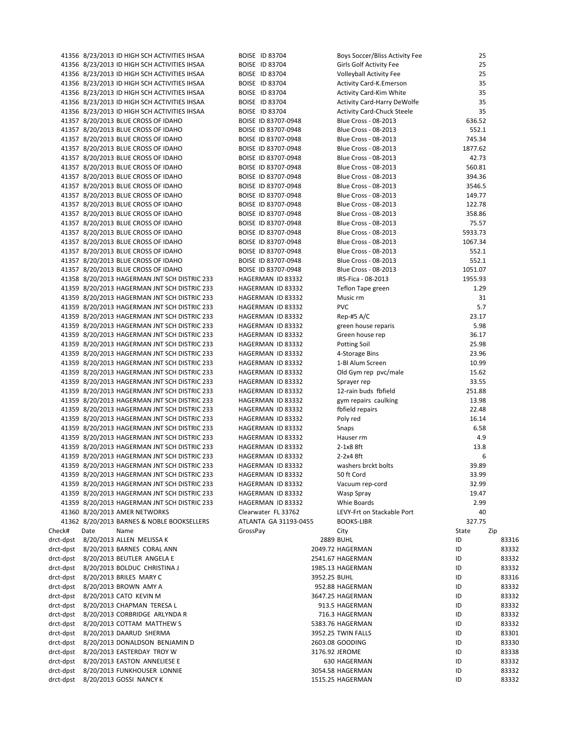| | | | | | |
|---|---|---|---|---|---|
| 41356 | 8/23/2013 | ID HIGH SCH ACTIVITIES IHSAA | BOISE ID 83704 | Boys Soccer/Bliss Activity Fee | 25 |
| 41356 | 8/23/2013 | ID HIGH SCH ACTIVITIES IHSAA | BOISE ID 83704 | Girls Golf Activity Fee | 25 |
| 41356 | 8/23/2013 | ID HIGH SCH ACTIVITIES IHSAA | BOISE ID 83704 | Volleyball Activity Fee | 25 |
| 41356 | 8/23/2013 | ID HIGH SCH ACTIVITIES IHSAA | BOISE ID 83704 | Activity Card-K.Emerson | 35 |
| 41356 | 8/23/2013 | ID HIGH SCH ACTIVITIES IHSAA | BOISE ID 83704 | Activity Card-Kim White | 35 |
| 41356 | 8/23/2013 | ID HIGH SCH ACTIVITIES IHSAA | BOISE ID 83704 | Activity Card-Harry DeWolfe | 35 |
| 41356 | 8/23/2013 | ID HIGH SCH ACTIVITIES IHSAA | BOISE ID 83704 | Activity Card-Chuck Steele | 35 |
| 41357 | 8/20/2013 | BLUE CROSS OF IDAHO | BOISE ID 83707-0948 | Blue Cross - 08-2013 | 636.52 |
| 41357 | 8/20/2013 | BLUE CROSS OF IDAHO | BOISE ID 83707-0948 | Blue Cross - 08-2013 | 552.1 |
| 41357 | 8/20/2013 | BLUE CROSS OF IDAHO | BOISE ID 83707-0948 | Blue Cross - 08-2013 | 745.34 |
| 41357 | 8/20/2013 | BLUE CROSS OF IDAHO | BOISE ID 83707-0948 | Blue Cross - 08-2013 | 1877.62 |
| 41357 | 8/20/2013 | BLUE CROSS OF IDAHO | BOISE ID 83707-0948 | Blue Cross - 08-2013 | 42.73 |
| 41357 | 8/20/2013 | BLUE CROSS OF IDAHO | BOISE ID 83707-0948 | Blue Cross - 08-2013 | 560.81 |
| 41357 | 8/20/2013 | BLUE CROSS OF IDAHO | BOISE ID 83707-0948 | Blue Cross - 08-2013 | 394.36 |
| 41357 | 8/20/2013 | BLUE CROSS OF IDAHO | BOISE ID 83707-0948 | Blue Cross - 08-2013 | 3546.5 |
| 41357 | 8/20/2013 | BLUE CROSS OF IDAHO | BOISE ID 83707-0948 | Blue Cross - 08-2013 | 149.77 |
| 41357 | 8/20/2013 | BLUE CROSS OF IDAHO | BOISE ID 83707-0948 | Blue Cross - 08-2013 | 122.78 |
| 41357 | 8/20/2013 | BLUE CROSS OF IDAHO | BOISE ID 83707-0948 | Blue Cross - 08-2013 | 358.86 |
| 41357 | 8/20/2013 | BLUE CROSS OF IDAHO | BOISE ID 83707-0948 | Blue Cross - 08-2013 | 75.57 |
| 41357 | 8/20/2013 | BLUE CROSS OF IDAHO | BOISE ID 83707-0948 | Blue Cross - 08-2013 | 5933.73 |
| 41357 | 8/20/2013 | BLUE CROSS OF IDAHO | BOISE ID 83707-0948 | Blue Cross - 08-2013 | 1067.34 |
| 41357 | 8/20/2013 | BLUE CROSS OF IDAHO | BOISE ID 83707-0948 | Blue Cross - 08-2013 | 552.1 |
| 41357 | 8/20/2013 | BLUE CROSS OF IDAHO | BOISE ID 83707-0948 | Blue Cross - 08-2013 | 552.1 |
| 41357 | 8/20/2013 | BLUE CROSS OF IDAHO | BOISE ID 83707-0948 | Blue Cross - 08-2013 | 1051.07 |
| 41358 | 8/20/2013 | HAGERMAN JNT SCH DISTRIC 233 | HAGERMAN ID 83332 | IRS-Fica - 08-2013 | 1955.93 |
| 41359 | 8/20/2013 | HAGERMAN JNT SCH DISTRIC 233 | HAGERMAN ID 83332 | Teflon Tape green | 1.29 |
| 41359 | 8/20/2013 | HAGERMAN JNT SCH DISTRIC 233 | HAGERMAN ID 83332 | Music rm | 31 |
| 41359 | 8/20/2013 | HAGERMAN JNT SCH DISTRIC 233 | HAGERMAN ID 83332 | PVC | 5.7 |
| 41359 | 8/20/2013 | HAGERMAN JNT SCH DISTRIC 233 | HAGERMAN ID 83332 | Rep-#5 A/C | 23.17 |
| 41359 | 8/20/2013 | HAGERMAN JNT SCH DISTRIC 233 | HAGERMAN ID 83332 | green house reparis | 5.98 |
| 41359 | 8/20/2013 | HAGERMAN JNT SCH DISTRIC 233 | HAGERMAN ID 83332 | Green house rep | 36.17 |
| 41359 | 8/20/2013 | HAGERMAN JNT SCH DISTRIC 233 | HAGERMAN ID 83332 | Potting Soil | 25.98 |
| 41359 | 8/20/2013 | HAGERMAN JNT SCH DISTRIC 233 | HAGERMAN ID 83332 | 4-Storage Bins | 23.96 |
| 41359 | 8/20/2013 | HAGERMAN JNT SCH DISTRIC 233 | HAGERMAN ID 83332 | 1-Bl Alum Screen | 10.99 |
| 41359 | 8/20/2013 | HAGERMAN JNT SCH DISTRIC 233 | HAGERMAN ID 83332 | Old Gym rep pvc/male | 15.62 |
| 41359 | 8/20/2013 | HAGERMAN JNT SCH DISTRIC 233 | HAGERMAN ID 83332 | Sprayer rep | 33.55 |
| 41359 | 8/20/2013 | HAGERMAN JNT SCH DISTRIC 233 | HAGERMAN ID 83332 | 12-rain buds fbfield | 251.88 |
| 41359 | 8/20/2013 | HAGERMAN JNT SCH DISTRIC 233 | HAGERMAN ID 83332 | gym repairs caulking | 13.98 |
| 41359 | 8/20/2013 | HAGERMAN JNT SCH DISTRIC 233 | HAGERMAN ID 83332 | fbfield repairs | 22.48 |
| 41359 | 8/20/2013 | HAGERMAN JNT SCH DISTRIC 233 | HAGERMAN ID 83332 | Poly red | 16.14 |
| 41359 | 8/20/2013 | HAGERMAN JNT SCH DISTRIC 233 | HAGERMAN ID 83332 | Snaps | 6.58 |
| 41359 | 8/20/2013 | HAGERMAN JNT SCH DISTRIC 233 | HAGERMAN ID 83332 | Hauser rm | 4.9 |
| 41359 | 8/20/2013 | HAGERMAN JNT SCH DISTRIC 233 | HAGERMAN ID 83332 | 2-1x8 8ft | 13.8 |
| 41359 | 8/20/2013 | HAGERMAN JNT SCH DISTRIC 233 | HAGERMAN ID 83332 | 2-2x4 8ft | 6 |
| 41359 | 8/20/2013 | HAGERMAN JNT SCH DISTRIC 233 | HAGERMAN ID 83332 | washers brckt bolts | 39.89 |
| 41359 | 8/20/2013 | HAGERMAN JNT SCH DISTRIC 233 | HAGERMAN ID 83332 | 50 ft Cord | 33.99 |
| 41359 | 8/20/2013 | HAGERMAN JNT SCH DISTRIC 233 | HAGERMAN ID 83332 | Vacuum rep-cord | 32.99 |
| 41359 | 8/20/2013 | HAGERMAN JNT SCH DISTRIC 233 | HAGERMAN ID 83332 | Wasp Spray | 19.47 |
| 41359 | 8/20/2013 | HAGERMAN JNT SCH DISTRIC 233 | HAGERMAN ID 83332 | Whie Boards | 2.99 |
| 41360 | 8/20/2013 | AMER NETWORKS | Clearwater FL 33762 | LEVY-Frt on Stackable Port | 40 |
| 41362 | 8/20/2013 | BARNES & NOBLE BOOKSELLERS | ATLANTA GA 31193-0455 | BOOKS-LIBR | 327.75 |

| Check# | Date | Name | GrossPay | City | State | Zip |
|---|---|---|---|---|---|---|
| drct-dpst | 8/20/2013 | ALLEN MELISSA K | 2889 | BUHL | ID | 83316 |
| drct-dpst | 8/20/2013 | BARNES CORAL ANN | 2049.72 | HAGERMAN | ID | 83332 |
| drct-dpst | 8/20/2013 | BEUTLER ANGELA E | 2541.67 | HAGERMAN | ID | 83332 |
| drct-dpst | 8/20/2013 | BOLDUC CHRISTINA J | 1985.13 | HAGERMAN | ID | 83332 |
| drct-dpst | 8/20/2013 | BRILES MARY C | 3952.25 | BUHL | ID | 83316 |
| drct-dpst | 8/20/2013 | BROWN AMY A | 952.88 | HAGERMAN | ID | 83332 |
| drct-dpst | 8/20/2013 | CATO KEVIN M | 3647.25 | HAGERMAN | ID | 83332 |
| drct-dpst | 8/20/2013 | CHAPMAN TERESA L | 913.5 | HAGERMAN | ID | 83332 |
| drct-dpst | 8/20/2013 | CORBRIDGE ARLYNDA R | 716.3 | HAGERMAN | ID | 83332 |
| drct-dpst | 8/20/2013 | COTTAM MATTHEW S | 5383.76 | HAGERMAN | ID | 83332 |
| drct-dpst | 8/20/2013 | DAARUD SHERMA | 3952.25 | TWIN FALLS | ID | 83301 |
| drct-dpst | 8/20/2013 | DONALDSON BENJAMIN D | 2603.08 | GOODING | ID | 83330 |
| drct-dpst | 8/20/2013 | EASTERDAY TROY W | 3176.92 | JEROME | ID | 83338 |
| drct-dpst | 8/20/2013 | EASTON ANNELIESE E | 630 | HAGERMAN | ID | 83332 |
| drct-dpst | 8/20/2013 | FUNKHOUSER LONNIE | 3054.58 | HAGERMAN | ID | 83332 |
| drct-dpst | 8/20/2013 | GOSSI NANCY K | 1515.25 | HAGERMAN | ID | 83332 |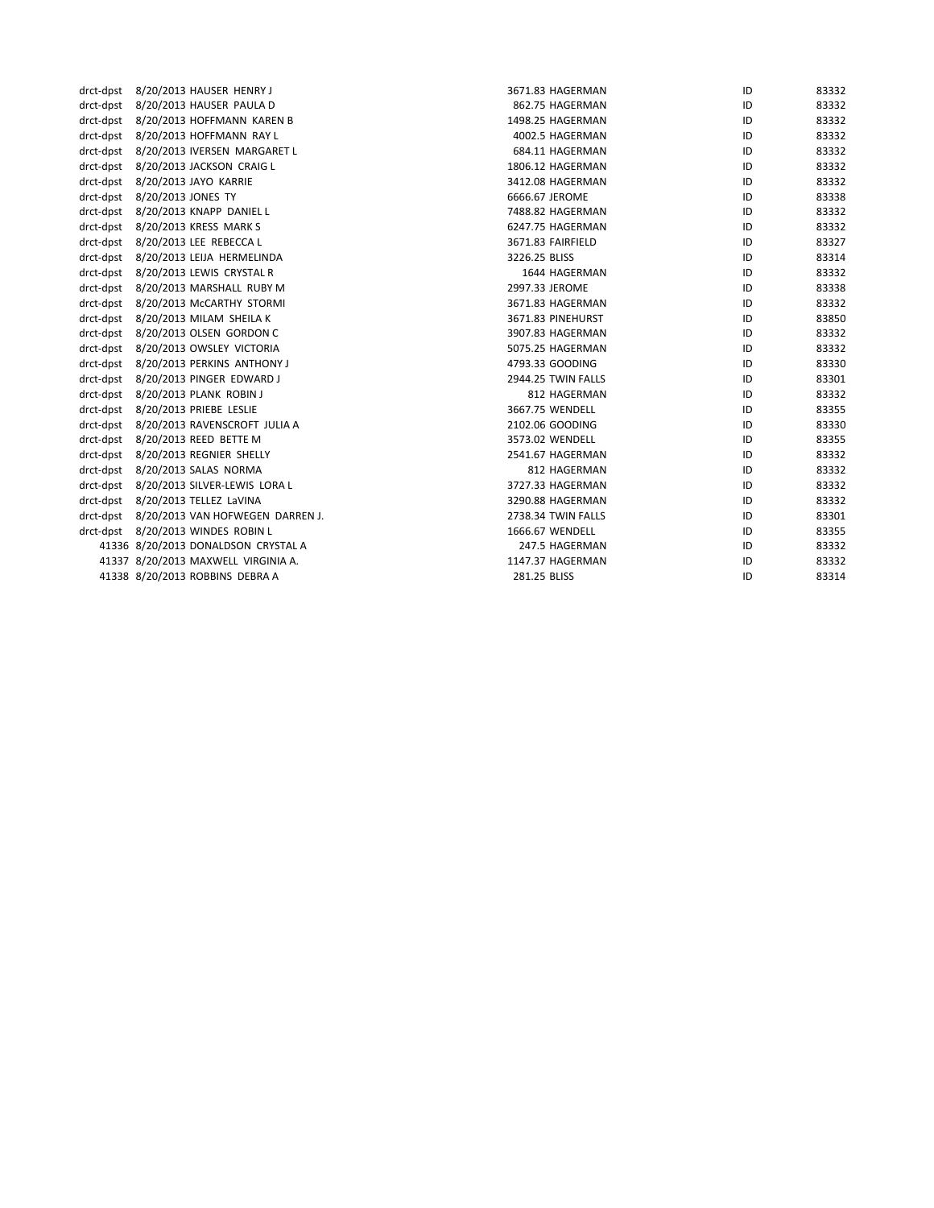| | | | | | | |
|---|---|---|---|---|---|---|
| drct-dpst | 8/20/2013 | HAUSER HENRY J | 3671.83 | HAGERMAN | ID | 83332 |
| drct-dpst | 8/20/2013 | HAUSER PAULA D | 862.75 | HAGERMAN | ID | 83332 |
| drct-dpst | 8/20/2013 | HOFFMANN KAREN B | 1498.25 | HAGERMAN | ID | 83332 |
| drct-dpst | 8/20/2013 | HOFFMANN RAY L | 4002.5 | HAGERMAN | ID | 83332 |
| drct-dpst | 8/20/2013 | IVERSEN MARGARET L | 684.11 | HAGERMAN | ID | 83332 |
| drct-dpst | 8/20/2013 | JACKSON CRAIG L | 1806.12 | HAGERMAN | ID | 83332 |
| drct-dpst | 8/20/2013 | JAYO KARRIE | 3412.08 | HAGERMAN | ID | 83332 |
| drct-dpst | 8/20/2013 | JONES TY | 6666.67 | JEROME | ID | 83338 |
| drct-dpst | 8/20/2013 | KNAPP DANIEL L | 7488.82 | HAGERMAN | ID | 83332 |
| drct-dpst | 8/20/2013 | KRESS MARK S | 6247.75 | HAGERMAN | ID | 83332 |
| drct-dpst | 8/20/2013 | LEE REBECCA L | 3671.83 | FAIRFIELD | ID | 83327 |
| drct-dpst | 8/20/2013 | LEIJA HERMELINDA | 3226.25 | BLISS | ID | 83314 |
| drct-dpst | 8/20/2013 | LEWIS CRYSTAL R | 1644 | HAGERMAN | ID | 83332 |
| drct-dpst | 8/20/2013 | MARSHALL RUBY M | 2997.33 | JEROME | ID | 83338 |
| drct-dpst | 8/20/2013 | McCARTHY STORMI | 3671.83 | HAGERMAN | ID | 83332 |
| drct-dpst | 8/20/2013 | MILAM SHEILA K | 3671.83 | PINEHURST | ID | 83850 |
| drct-dpst | 8/20/2013 | OLSEN GORDON C | 3907.83 | HAGERMAN | ID | 83332 |
| drct-dpst | 8/20/2013 | OWSLEY VICTORIA | 5075.25 | HAGERMAN | ID | 83332 |
| drct-dpst | 8/20/2013 | PERKINS ANTHONY J | 4793.33 | GOODING | ID | 83330 |
| drct-dpst | 8/20/2013 | PINGER EDWARD J | 2944.25 | TWIN FALLS | ID | 83301 |
| drct-dpst | 8/20/2013 | PLANK ROBIN J | 812 | HAGERMAN | ID | 83332 |
| drct-dpst | 8/20/2013 | PRIEBE LESLIE | 3667.75 | WENDELL | ID | 83355 |
| drct-dpst | 8/20/2013 | RAVENSCROFT JULIA A | 2102.06 | GOODING | ID | 83330 |
| drct-dpst | 8/20/2013 | REED BETTE M | 3573.02 | WENDELL | ID | 83355 |
| drct-dpst | 8/20/2013 | REGNIER SHELLY | 2541.67 | HAGERMAN | ID | 83332 |
| drct-dpst | 8/20/2013 | SALAS NORMA | 812 | HAGERMAN | ID | 83332 |
| drct-dpst | 8/20/2013 | SILVER-LEWIS LORA L | 3727.33 | HAGERMAN | ID | 83332 |
| drct-dpst | 8/20/2013 | TELLEZ LaVINA | 3290.88 | HAGERMAN | ID | 83332 |
| drct-dpst | 8/20/2013 | VAN HOFWEGEN DARREN J. | 2738.34 | TWIN FALLS | ID | 83301 |
| drct-dpst | 8/20/2013 | WINDES ROBIN L | 1666.67 | WENDELL | ID | 83355 |
| 41336 | 8/20/2013 | DONALDSON CRYSTAL A | 247.5 | HAGERMAN | ID | 83332 |
| 41337 | 8/20/2013 | MAXWELL VIRGINIA A. | 1147.37 | HAGERMAN | ID | 83332 |
| 41338 | 8/20/2013 | ROBBINS DEBRA A | 281.25 | BLISS | ID | 83314 |